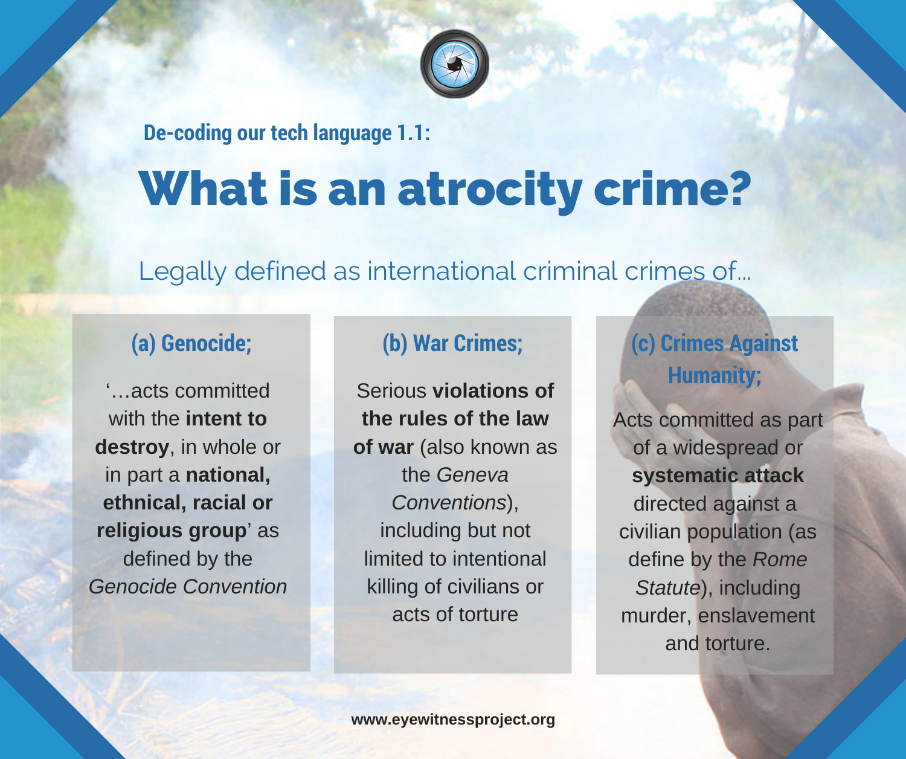De-coding our tech language 1.1:

# What is an atrocity crime?

Legally defined as international criminal crimes of...

## (a) Genocide;

'…acts committed with the **intent to destroy**, in whole or in part a **national, ethnical, racial or religious group**' as defined by the *Genocide Convention*

## (b) War Crimes;

Serious **violations of the rules of the law of war** (also known as the *Geneva Conventions*), including but not limited to intentional killing of civilians or acts of torture

## (c) Crimes Against Humanity;

Acts committed as part of a widespread or **systematic attack** directed against a civilian population (as define by the *Rome Statute*), including murder, enslavement and torture.

www.eyewitnessproject.org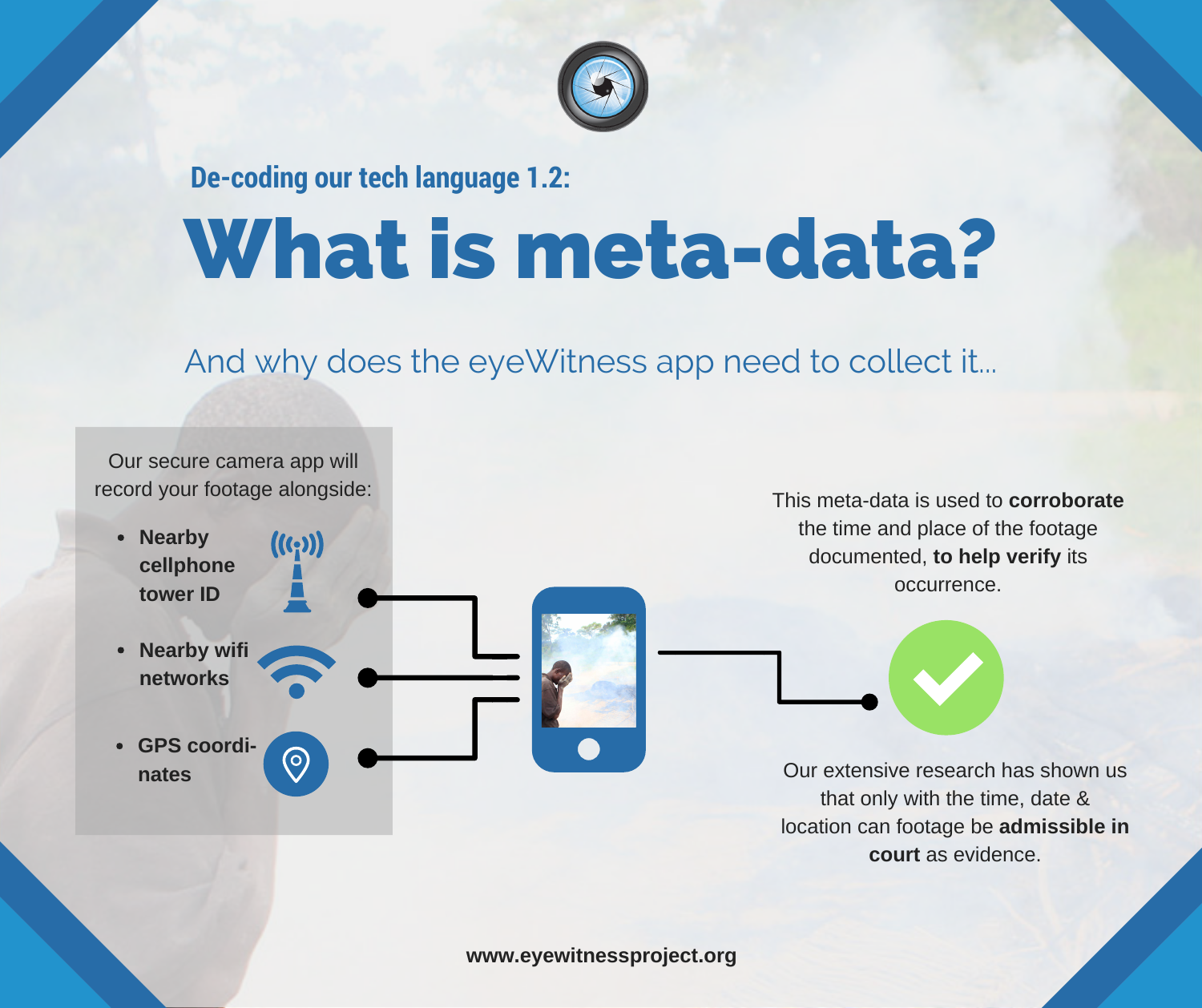De-coding our tech language 1.2:

# What is meta-data?

## And why does the eyeWitness app need to collect it...

Our secure camera app will record your footage alongside:

- **Nearby cellphone tower ID**
- **Nearby wifi networks**
- **GPS coordinates**

This meta-data is used to **corroborate** the time and place of the footage documented, **to help verify** its occurrence.

Our extensive research has shown us that only with the time, date & location can footage be **admissible in court** as evidence.

**www.eyewitnessproject.org**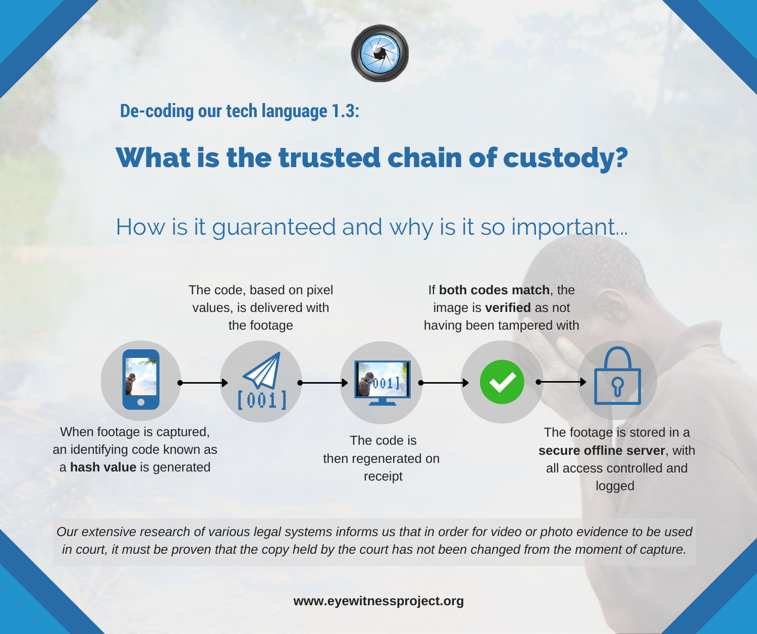De-coding our tech language 1.3:

# What is the trusted chain of custody?

## How is it guaranteed and why is it so important...

When footage is captured, an identifying code known as a **hash value** is generated

The code, based on pixel values, is delivered with the footage

The code is then regenerated on receipt

If **both codes match**, the image is **verified** as not having been tampered with

The footage is stored in a **secure offline server**, with all access controlled and logged

*Our extensive research of various legal systems informs us that in order for video or photo evidence to be used in court, it must be proven that the copy held by the court has not been changed from the moment of capture.*

**www.eyewitnessproject.org**